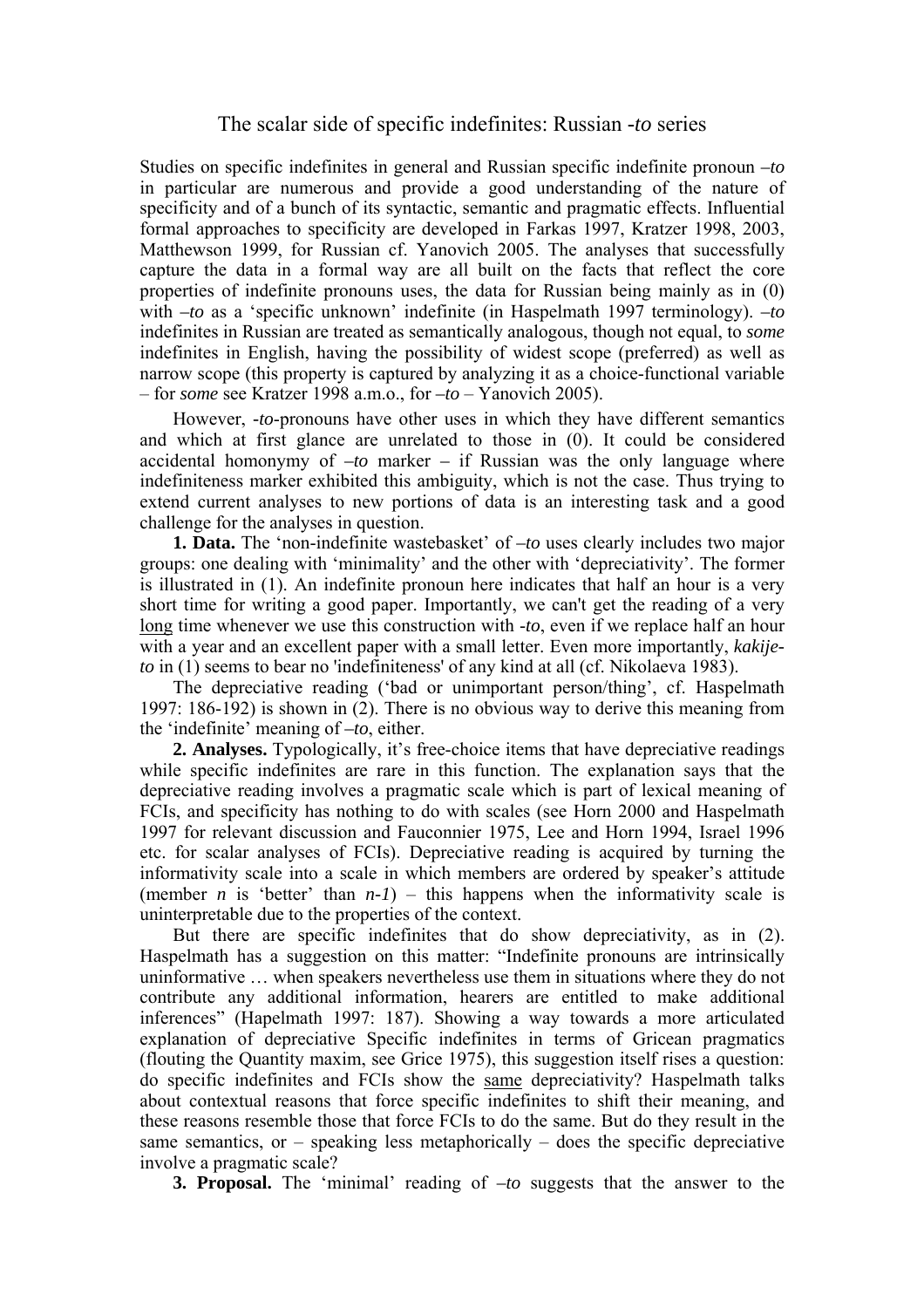# The scalar side of specific indefinites: Russian *-to* series

Studies on specific indefinites in general and Russian specific indefinite pronoun *–to* in particular are numerous and provide a good understanding of the nature of specificity and of a bunch of its syntactic, semantic and pragmatic effects. Influential formal approaches to specificity are developed in Farkas 1997, Kratzer 1998, 2003, Matthewson 1999, for Russian cf. Yanovich 2005. The analyses that successfully capture the data in a formal way are all built on the facts that reflect the core properties of indefinite pronouns uses, the data for Russian being mainly as in (0) with *–to* as a 'specific unknown' indefinite (in Haspelmath 1997 terminology). *–to* indefinites in Russian are treated as semantically analogous, though not equal, to *some* indefinites in English, having the possibility of widest scope (preferred) as well as narrow scope (this property is captured by analyzing it as a choice-functional variable – for *some* see Kratzer 1998 a.m.o., for *–to* – Yanovich 2005).

However, *-to*-pronouns have other uses in which they have different semantics and which at first glance are unrelated to those in (0). It could be considered accidental homonymy of *–to* marker – if Russian was the only language where indefiniteness marker exhibited this ambiguity, which is not the case. Thus trying to extend current analyses to new portions of data is an interesting task and a good challenge for the analyses in question.

**1. Data.** The 'non-indefinite wastebasket' of *–to* uses clearly includes two major groups: one dealing with 'minimality' and the other with 'depreciativity'. The former is illustrated in (1). An indefinite pronoun here indicates that half an hour is a very short time for writing a good paper. Importantly, we can't get the reading of a very <u>long</u> time whenever we use this construction with *-to*, even if we replace half an hour with a year and an excellent paper with a small letter. Even more importantly, *kakije-to* in (1) seems to bear no 'indefiniteness' of any kind at all (cf. Nikolaeva 1983).

The depreciative reading ('bad or unimportant person/thing', cf. Haspelmath 1997: 186-192) is shown in (2). There is no obvious way to derive this meaning from the 'indefinite' meaning of *–to*, either.

**2. Analyses.** Typologically, it's free-choice items that have depreciative readings while specific indefinites are rare in this function. The explanation says that the depreciative reading involves a pragmatic scale which is part of lexical meaning of FCIs, and specificity has nothing to do with scales (see Horn 2000 and Haspelmath 1997 for relevant discussion and Fauconnier 1975, Lee and Horn 1994, Israel 1996 etc. for scalar analyses of FCIs). Depreciative reading is acquired by turning the informativity scale into a scale in which members are ordered by speaker's attitude (member *n* is 'better' than *n-1*) – this happens when the informativity scale is uninterpretable due to the properties of the context.

But there are specific indefinites that do show depreciativity, as in (2). Haspelmath has a suggestion on this matter: "Indefinite pronouns are intrinsically uninformative … when speakers nevertheless use them in situations where they do not contribute any additional information, hearers are entitled to make additional inferences" (Hapelmath 1997: 187). Showing a way towards a more articulated explanation of depreciative Specific indefinites in terms of Gricean pragmatics (flouting the Quantity maxim, see Grice 1975), this suggestion itself rises a question: do specific indefinites and FCIs show the <u>same</u> depreciativity? Haspelmath talks about contextual reasons that force specific indefinites to shift their meaning, and these reasons resemble those that force FCIs to do the same. But do they result in the same semantics, or – speaking less metaphorically – does the specific depreciative involve a pragmatic scale?

**3. Proposal.** The 'minimal' reading of *–to* suggests that the answer to the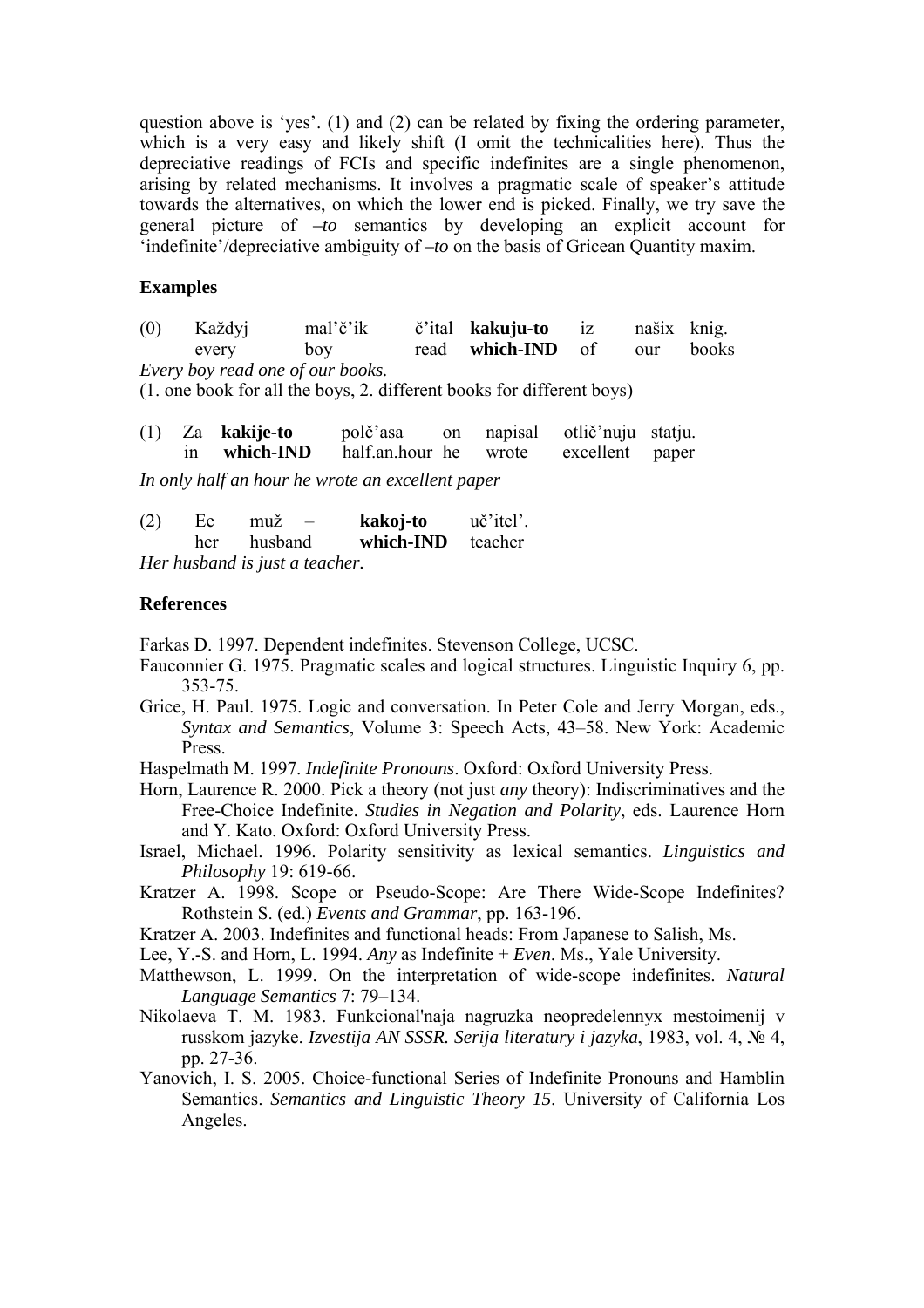question above is 'yes'. (1) and (2) can be related by fixing the ordering parameter, which is a very easy and likely shift (I omit the technicalities here). Thus the depreciative readings of FCIs and specific indefinites are a single phenomenon, arising by related mechanisms. It involves a pragmatic scale of speaker's attitude towards the alternatives, on which the lower end is picked. Finally, we try save the general picture of *–to* semantics by developing an explicit account for 'indefinite'/depreciative ambiguity of *–to* on the basis of Gricean Quantity maxim.

**Examples**

| | | | | | | | | |
|---|---|---|---|---|---|---|---|---|
| (0) | Každyj | mal'č'ik | č'ital | **kakuju-to** | iz | našix | knig. |
| | every | boy | read | **which-IND** | of | our | books |

*Every boy read one of our books.*
(1. one book for all the boys, 2. different books for different boys)

| | | | | | | | |
|---|---|---|---|---|---|---|---|
| (1) Za | **kakije-to** | polč'asa | on | napisal | otlič'nuju | statju. |
| in | **which-IND** | half.an.hour | he | wrote | excellent | paper |

*In only half an hour he wrote an excellent paper*

| | | | | | |
|---|---|---|---|---|---|
| (2) | Ee | muž | – | **kakoj-to** | uč'itel'. |
| | her | husband | | **which-IND** | teacher |

*Her husband is just a teacher.*

**References**

Farkas D. 1997. Dependent indefinites. Stevenson College, UCSC.

Fauconnier G. 1975. Pragmatic scales and logical structures. Linguistic Inquiry 6, pp. 353-75.

Grice, H. Paul. 1975. Logic and conversation. In Peter Cole and Jerry Morgan, eds., *Syntax and Semantics*, Volume 3: Speech Acts, 43–58. New York: Academic Press.

Haspelmath M. 1997. *Indefinite Pronouns*. Oxford: Oxford University Press.

Horn, Laurence R. 2000. Pick a theory (not just *any* theory): Indiscriminatives and the Free-Choice Indefinite. *Studies in Negation and Polarity*, eds. Laurence Horn and Y. Kato. Oxford: Oxford University Press.

Israel, Michael. 1996. Polarity sensitivity as lexical semantics. *Linguistics and Philosophy* 19: 619-66.

Kratzer A. 1998. Scope or Pseudo-Scope: Are There Wide-Scope Indefinites? Rothstein S. (ed.) *Events and Grammar*, pp. 163-196.

Kratzer A. 2003. Indefinites and functional heads: From Japanese to Salish, Ms.

Lee, Y.-S. and Horn, L. 1994. *Any* as Indefinite + *Even*. Ms., Yale University.

Matthewson, L. 1999. On the interpretation of wide-scope indefinites. *Natural Language Semantics* 7: 79–134.

Nikolaeva T. M. 1983. Funkcional'naja nagruzka neopredelennyx mestoimenij v russkom jazyke. *Izvestija AN SSSR. Serija literatury i jazyka*, 1983, vol. 4, № 4, pp. 27-36.

Yanovich, I. S. 2005. Choice-functional Series of Indefinite Pronouns and Hamblin Semantics. *Semantics and Linguistic Theory 15*. University of California Los Angeles.